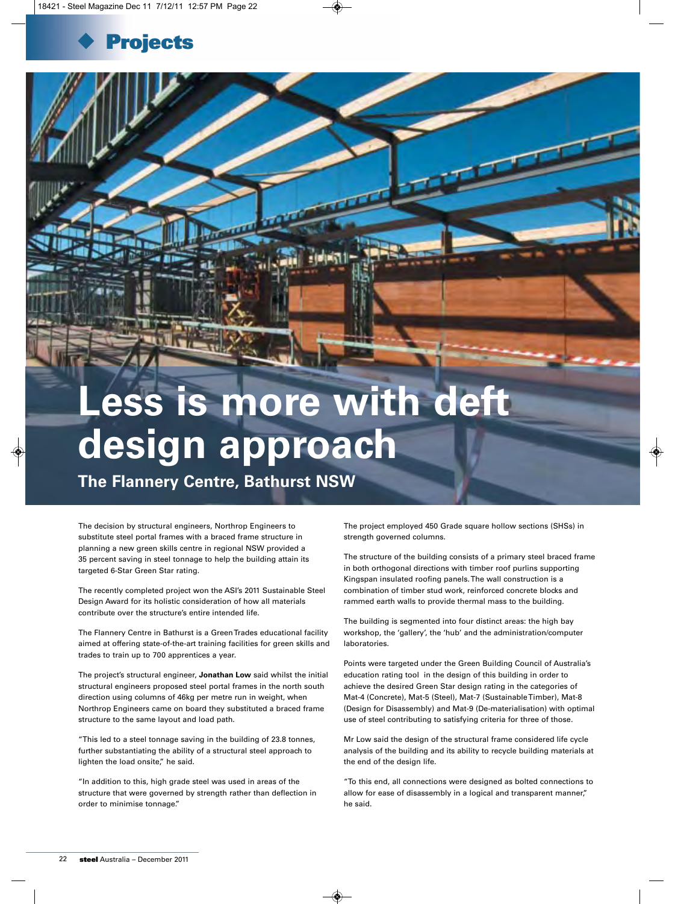# Less is more with deft design approach

## The Flannery Centre, Bathurst NSW

The decision by structural engineers, Northrop Engineers to substitute steel portal frames with a braced frame structure in planning a new green skills centre in regional NSW provided a 35 percent saving in steel tonnage to help the building attain its targeted 6-Star Green Star rating.

The recently completed project won the ASI's 2011 Sustainable Steel Design Award for its holistic consideration of how all materials contribute over the structure's entire intended life.

The Flannery Centre in Bathurst is a Green Trades educational facility aimed at offering state-of-the-art training facilities for green skills and trades to train up to 700 apprentices a year.

The project's structural engineer, **Jonathan Low** said whilst the initial structural engineers proposed steel portal frames in the north south direction using columns of 46kg per metre run in weight, when Northrop Engineers came on board they substituted a braced frame structure to the same layout and load path.

"This led to a steel tonnage saving in the building of 23.8 tonnes, further substantiating the ability of a structural steel approach to lighten the load onsite," he said.

"In addition to this, high grade steel was used in areas of the structure that were governed by strength rather than deflection in order to minimise tonnage."

The project employed 450 Grade square hollow sections (SHSs) in strength governed columns.

The structure of the building consists of a primary steel braced frame in both orthogonal directions with timber roof purlins supporting Kingspan insulated roofing panels. The wall construction is a combination of timber stud work, reinforced concrete blocks and rammed earth walls to provide thermal mass to the building.

The building is segmented into four distinct areas: the high bay workshop, the 'gallery', the 'hub' and the administration/computer laboratories.

Points were targeted under the Green Building Council of Australia's education rating tool in the design of this building in order to achieve the desired Green Star design rating in the categories of Mat-4 (Concrete), Mat-5 (Steel), Mat-7 (Sustainable Timber), Mat-8 (Design for Disassembly) and Mat-9 (De-materialisation) with optimal use of steel contributing to satisfying criteria for three of those.

Mr Low said the design of the structural frame considered life cycle analysis of the building and its ability to recycle building materials at the end of the design life.

"To this end, all connections were designed as bolted connections to allow for ease of disassembly in a logical and transparent manner," he said.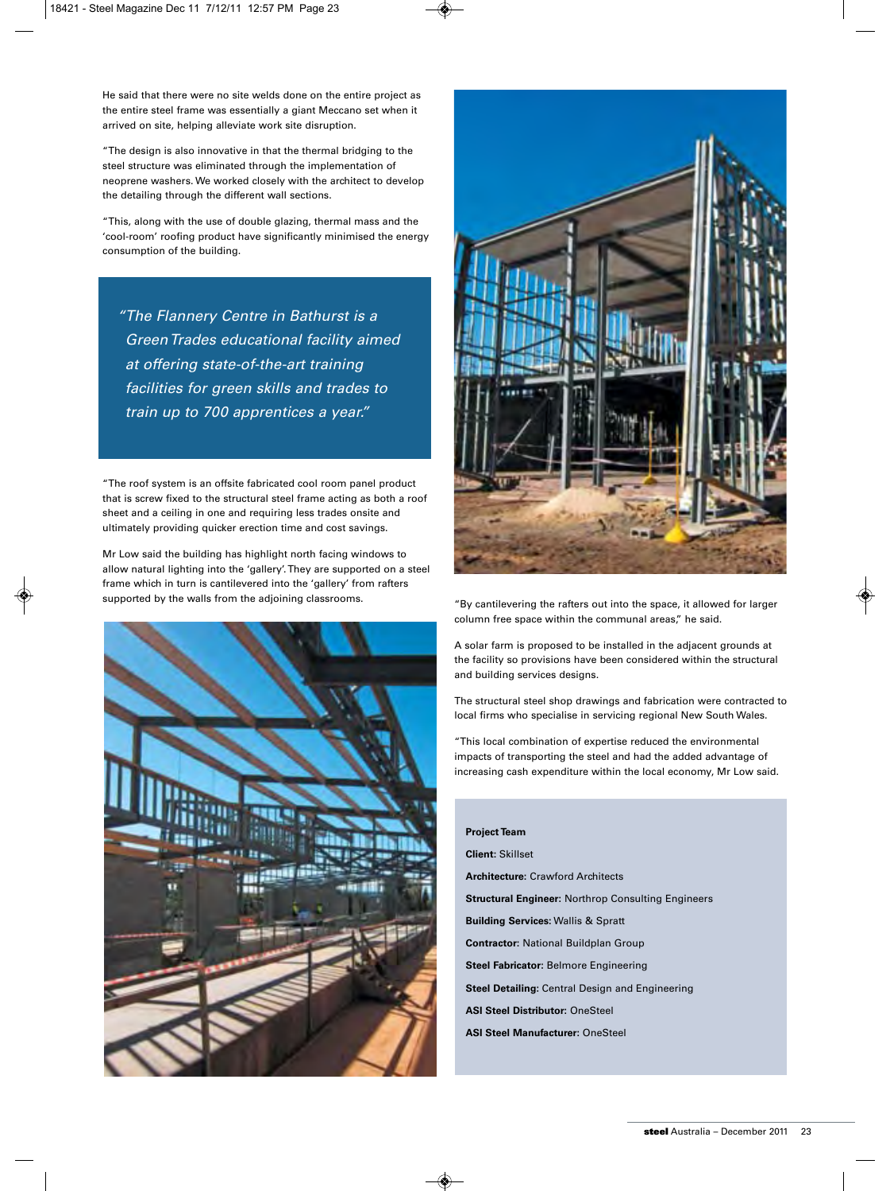He said that there were no site welds done on the entire project as the entire steel frame was essentially a giant Meccano set when it arrived on site, helping alleviate work site disruption.

"The design is also innovative in that the thermal bridging to the steel structure was eliminated through the implementation of neoprene washers. We worked closely with the architect to develop the detailing through the different wall sections.

"This, along with the use of double glazing, thermal mass and the 'cool-room' roofing product have significantly minimised the energy consumption of the building.

> *"The Flannery Centre in Bathurst is a Green Trades educational facility aimed at offering state-of-the-art training facilities for green skills and trades to train up to 700 apprentices a year."*

"The roof system is an offsite fabricated cool room panel product that is screw fixed to the structural steel frame acting as both a roof sheet and a ceiling in one and requiring less trades onsite and ultimately providing quicker erection time and cost savings.

Mr Low said the building has highlight north facing windows to allow natural lighting into the 'gallery'. They are supported on a steel frame which in turn is cantilevered into the 'gallery' from rafters supported by the walls from the adjoining classrooms.

"By cantilevering the rafters out into the space, it allowed for larger column free space within the communal areas," he said.

A solar farm is proposed to be installed in the adjacent grounds at the facility so provisions have been considered within the structural and building services designs.

The structural steel shop drawings and fabrication were contracted to local firms who specialise in servicing regional New South Wales.

"This local combination of expertise reduced the environmental impacts of transporting the steel and had the added advantage of increasing cash expenditure within the local economy, Mr Low said.

**Project Team**

**Client:** Skillset

**Architecture:** Crawford Architects

**Structural Engineer:** Northrop Consulting Engineers

**Building Services:** Wallis & Spratt

**Contractor:** National Buildplan Group

**Steel Fabricator:** Belmore Engineering

**Steel Detailing:** Central Design and Engineering

**ASI Steel Distributor:** OneSteel

**ASI Steel Manufacturer:** OneSteel